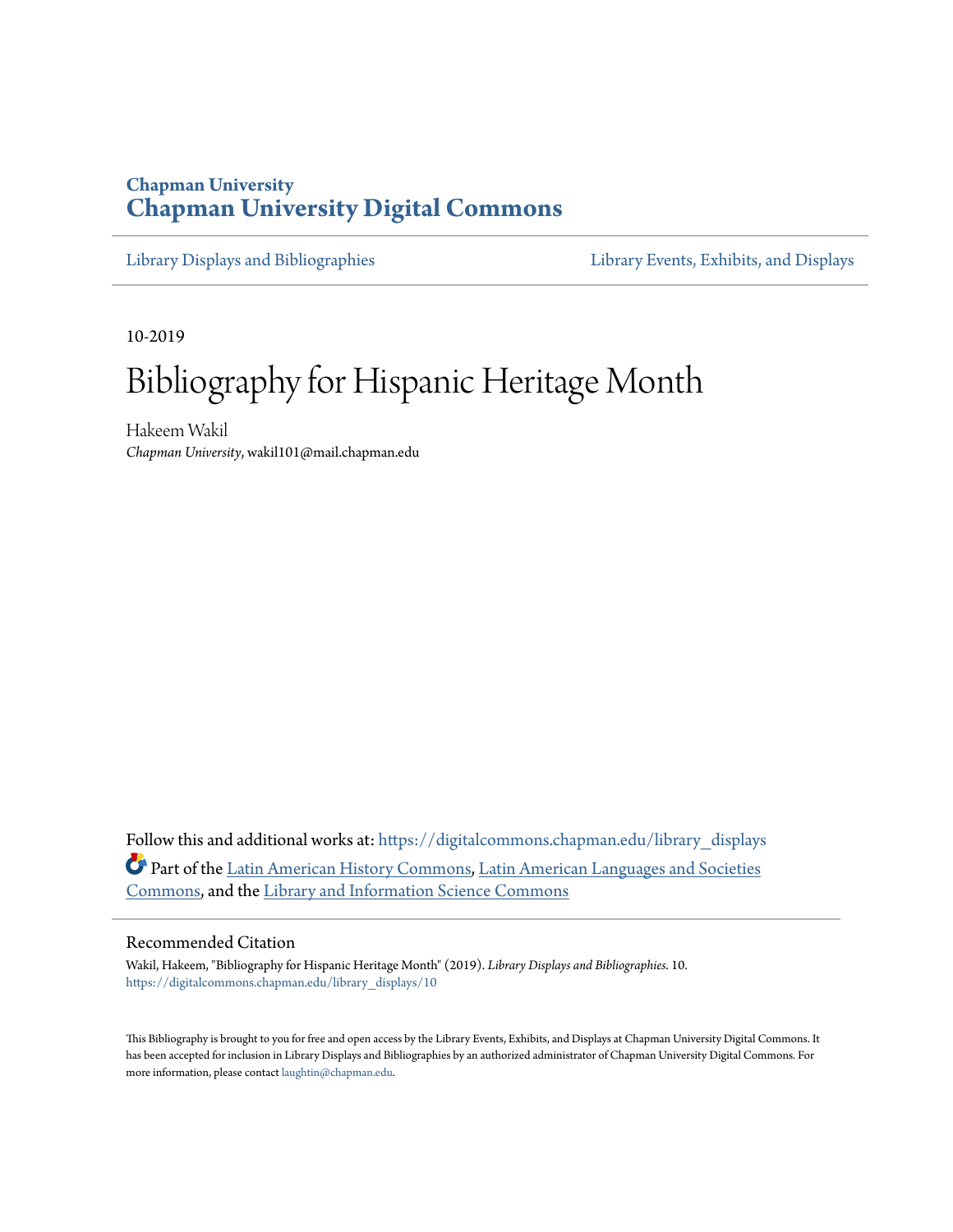Chapman University

# Chapman University Digital Commons

Library Displays and Bibliographies

Library Events, Exhibits, and Displays

10-2019

# Bibliography for Hispanic Heritage Month

Hakeem Wakil

*Chapman University*, wakil101@mail.chapman.edu

Follow this and additional works at: https://digitalcommons.chapman.edu/library_displays

Part of the Latin American History Commons, Latin American Languages and Societies Commons, and the Library and Information Science Commons

## Recommended Citation

Wakil, Hakeem, "Bibliography for Hispanic Heritage Month" (2019). *Library Displays and Bibliographies*. 10.
https://digitalcommons.chapman.edu/library_displays/10

This Bibliography is brought to you for free and open access by the Library Events, Exhibits, and Displays at Chapman University Digital Commons. It has been accepted for inclusion in Library Displays and Bibliographies by an authorized administrator of Chapman University Digital Commons. For more information, please contact laughtin@chapman.edu.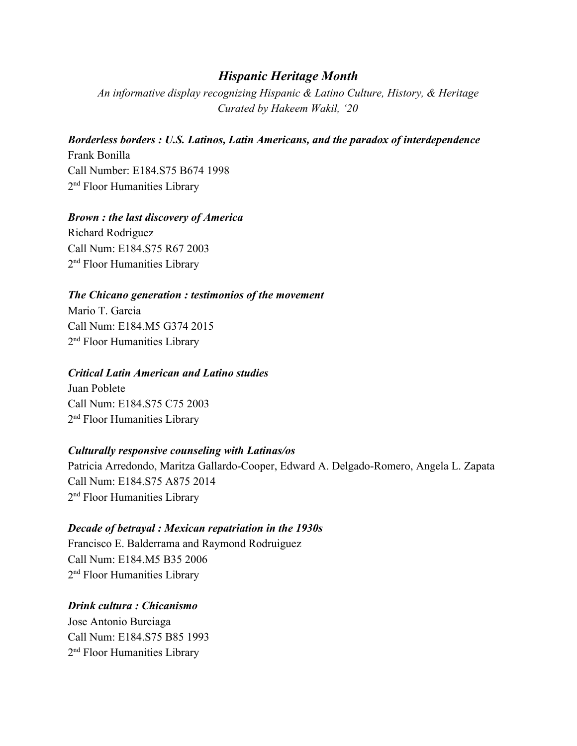## *Hispanic Heritage Month*

*An informative display recognizing Hispanic & Latino Culture, History, & Heritage*
*Curated by Hakeem Wakil, '20*

***Borderless borders : U.S. Latinos, Latin Americans, and the paradox of interdependence***
Frank Bonilla
Call Number: E184.S75 B674 1998
2nd Floor Humanities Library

***Brown : the last discovery of America***
Richard Rodriguez
Call Num: E184.S75 R67 2003
2nd Floor Humanities Library

***The Chicano generation : testimonios of the movement***
Mario T. Garcia
Call Num: E184.M5 G374 2015
2nd Floor Humanities Library

***Critical Latin American and Latino studies***
Juan Poblete
Call Num: E184.S75 C75 2003
2nd Floor Humanities Library

***Culturally responsive counseling with Latinas/os***
Patricia Arredondo, Maritza Gallardo-Cooper, Edward A. Delgado-Romero, Angela L. Zapata
Call Num: E184.S75 A875 2014
2nd Floor Humanities Library

***Decade of betrayal : Mexican repatriation in the 1930s***
Francisco E. Balderrama and Raymond Rodruiguez
Call Num: E184.M5 B35 2006
2nd Floor Humanities Library

***Drink cultura : Chicanismo***
Jose Antonio Burciaga
Call Num: E184.S75 B85 1993
2nd Floor Humanities Library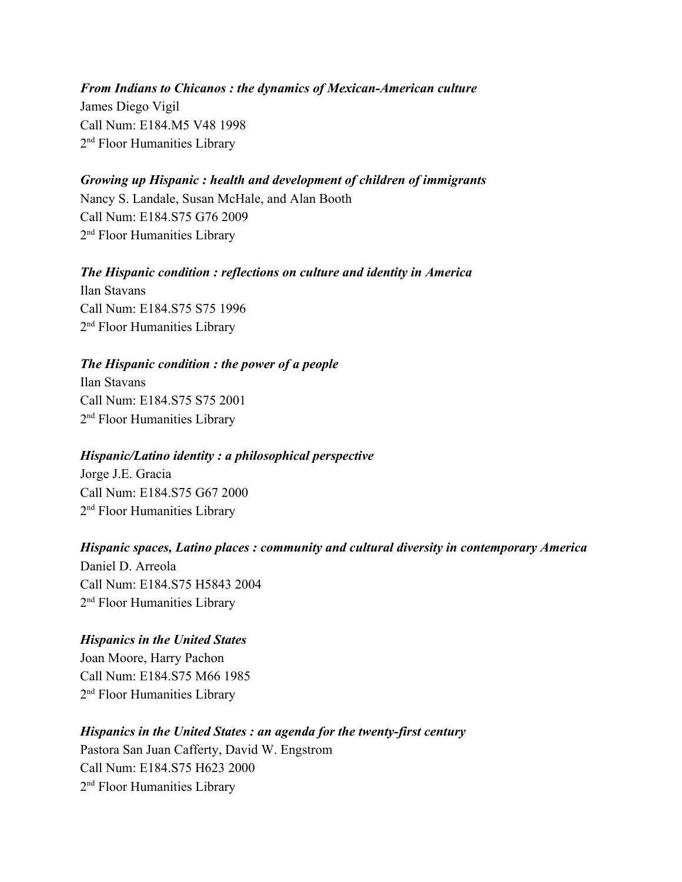***From Indians to Chicanos : the dynamics of Mexican-American culture***
James Diego Vigil
Call Num: E184.M5 V48 1998
2nd Floor Humanities Library

***Growing up Hispanic : health and development of children of immigrants***
Nancy S. Landale, Susan McHale, and Alan Booth
Call Num: E184.S75 G76 2009
2nd Floor Humanities Library

***The Hispanic condition : reflections on culture and identity in America***
Ilan Stavans
Call Num: E184.S75 S75 1996
2nd Floor Humanities Library

***The Hispanic condition : the power of a people***
Ilan Stavans
Call Num: E184.S75 S75 2001
2nd Floor Humanities Library

***Hispanic/Latino identity : a philosophical perspective***
Jorge J.E. Gracia
Call Num: E184.S75 G67 2000
2nd Floor Humanities Library

***Hispanic spaces, Latino places : community and cultural diversity in contemporary America***
Daniel D. Arreola
Call Num: E184.S75 H5843 2004
2nd Floor Humanities Library

***Hispanics in the United States***
Joan Moore, Harry Pachon
Call Num: E184.S75 M66 1985
2nd Floor Humanities Library

***Hispanics in the United States : an agenda for the twenty-first century***
Pastora San Juan Cafferty, David W. Engstrom
Call Num: E184.S75 H623 2000
2nd Floor Humanities Library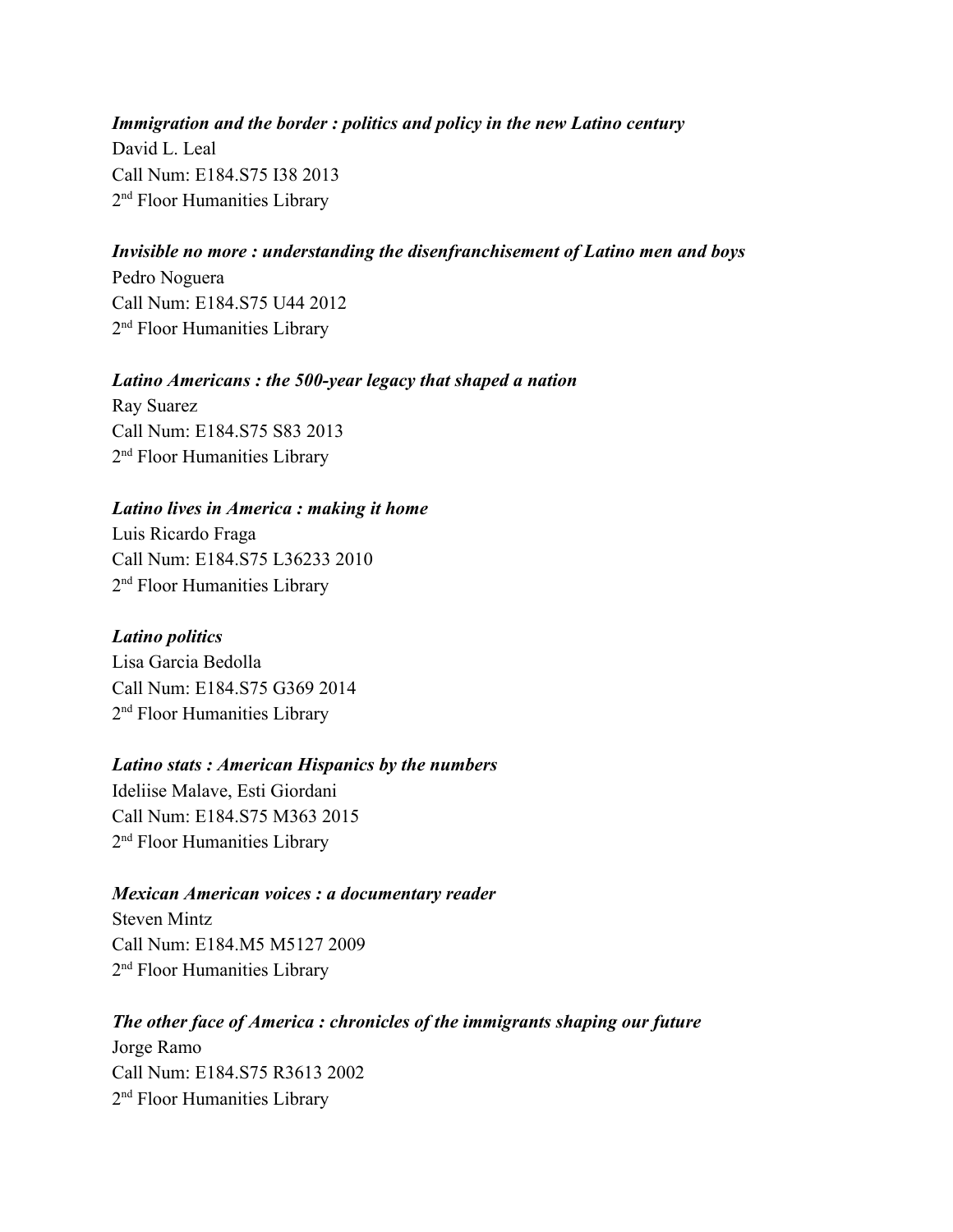***Immigration and the border : politics and policy in the new Latino century***
David L. Leal
Call Num: E184.S75 I38 2013
2nd Floor Humanities Library

***Invisible no more : understanding the disenfranchisement of Latino men and boys***
Pedro Noguera
Call Num: E184.S75 U44 2012
2nd Floor Humanities Library

***Latino Americans : the 500-year legacy that shaped a nation***
Ray Suarez
Call Num: E184.S75 S83 2013
2nd Floor Humanities Library

***Latino lives in America : making it home***
Luis Ricardo Fraga
Call Num: E184.S75 L36233 2010
2nd Floor Humanities Library

***Latino politics***
Lisa Garcia Bedolla
Call Num: E184.S75 G369 2014
2nd Floor Humanities Library

***Latino stats : American Hispanics by the numbers***
Ideliise Malave, Esti Giordani
Call Num: E184.S75 M363 2015
2nd Floor Humanities Library

***Mexican American voices : a documentary reader***
Steven Mintz
Call Num: E184.M5 M5127 2009
2nd Floor Humanities Library

***The other face of America : chronicles of the immigrants shaping our future***
Jorge Ramo
Call Num: E184.S75 R3613 2002
2nd Floor Humanities Library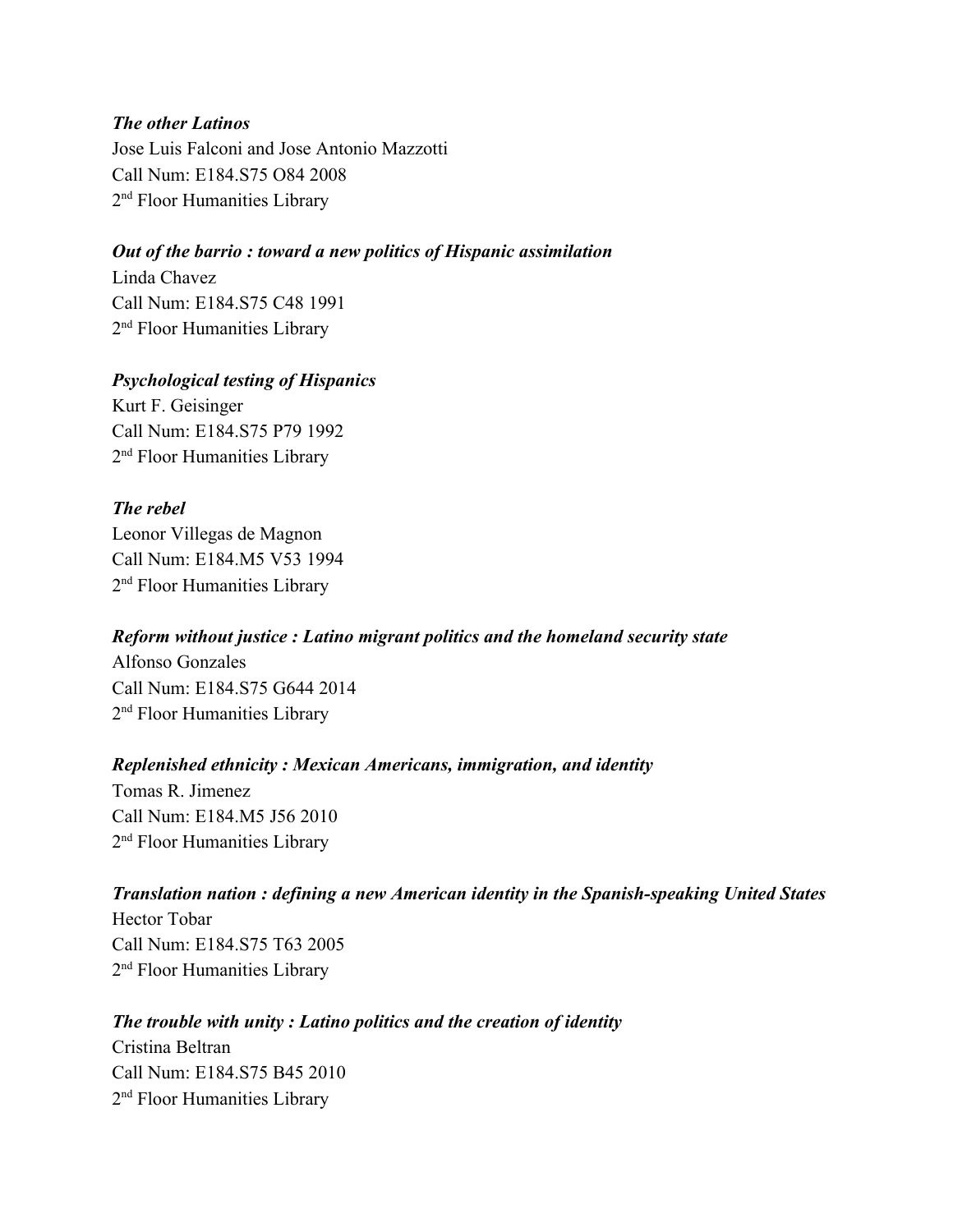***The other Latinos***  
Jose Luis Falconi and Jose Antonio Mazzotti  
Call Num: E184.S75 O84 2008  
2nd Floor Humanities Library

***Out of the barrio : toward a new politics of Hispanic assimilation***  
Linda Chavez  
Call Num: E184.S75 C48 1991  
2nd Floor Humanities Library

***Psychological testing of Hispanics***  
Kurt F. Geisinger  
Call Num: E184.S75 P79 1992  
2nd Floor Humanities Library

***The rebel***  
Leonor Villegas de Magnon  
Call Num: E184.M5 V53 1994  
2nd Floor Humanities Library

***Reform without justice : Latino migrant politics and the homeland security state***  
Alfonso Gonzales  
Call Num: E184.S75 G644 2014  
2nd Floor Humanities Library

***Replenished ethnicity : Mexican Americans, immigration, and identity***  
Tomas R. Jimenez  
Call Num: E184.M5 J56 2010  
2nd Floor Humanities Library

***Translation nation : defining a new American identity in the Spanish-speaking United States***  
Hector Tobar  
Call Num: E184.S75 T63 2005  
2nd Floor Humanities Library

***The trouble with unity : Latino politics and the creation of identity***  
Cristina Beltran  
Call Num: E184.S75 B45 2010  
2nd Floor Humanities Library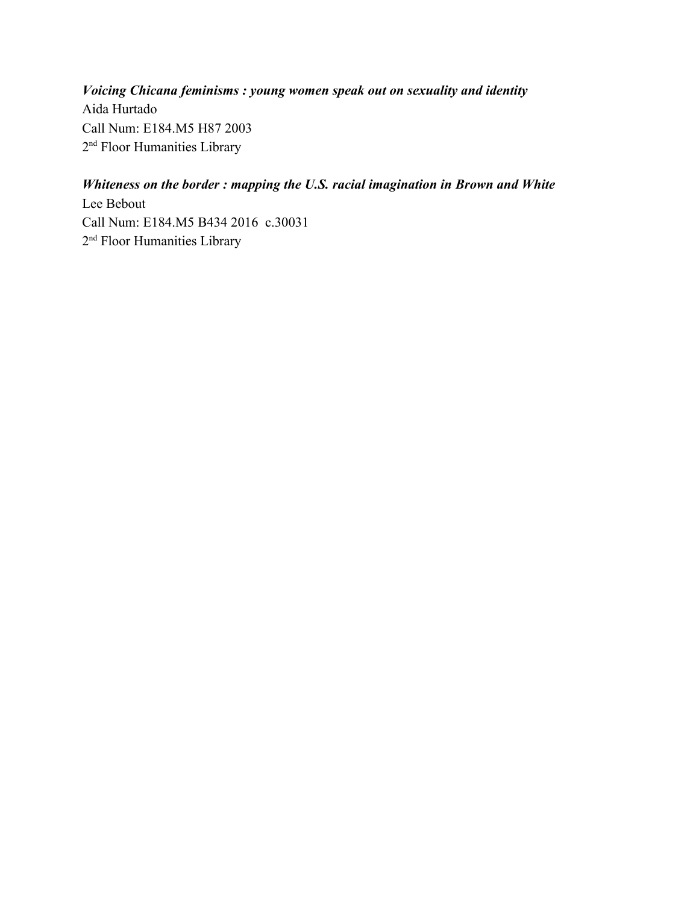***Voicing Chicana feminisms : young women speak out on sexuality and identity***
Aida Hurtado
Call Num: E184.M5 H87 2003
2nd Floor Humanities Library

***Whiteness on the border : mapping the U.S. racial imagination in Brown and White***
Lee Bebout
Call Num: E184.M5 B434 2016 c.30031
2nd Floor Humanities Library